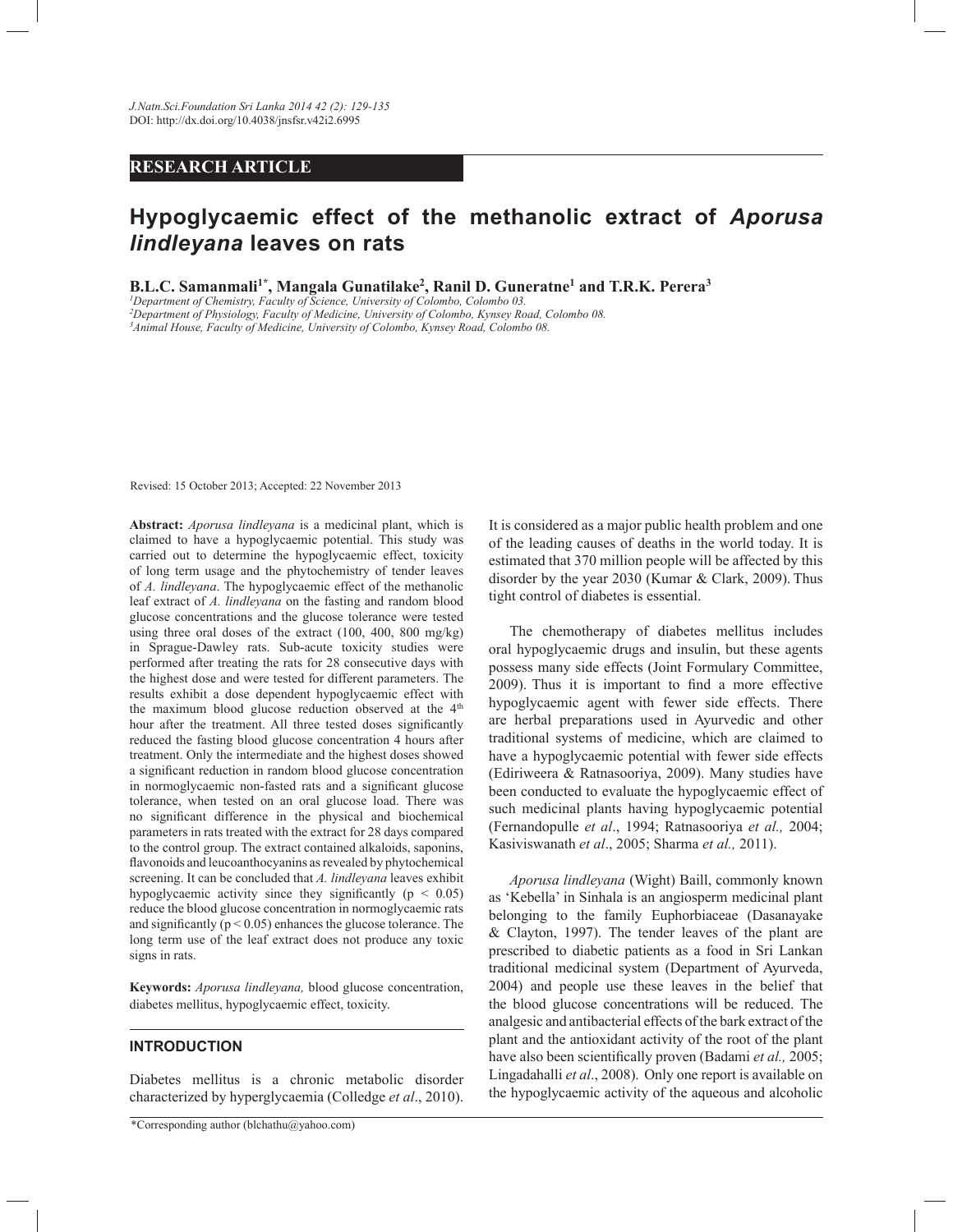RESEARCH ARTICLE

# Hypoglycaemic effect of the methanolic extract of *Aporusa lindleyana* leaves on rats

**B.L.C. Samanmali[1*], Mangala Gunatilake[2], Ranil D. Guneratne[1] and T.R.K. Perera[3]**

[1] *Department of Chemistry, Faculty of Science, University of Colombo, Colombo 03.*
[2] *Department of Physiology, Faculty of Medicine, University of Colombo, Kynsey Road, Colombo 08.*
[3] *Animal House, Faculty of Medicine, University of Colombo, Kynsey Road, Colombo 08.*

Revised: 15 October 2013; Accepted: 22 November 2013

**Abstract:** *Aporusa lindleyana* is a medicinal plant, which is claimed to have a hypoglycaemic potential. This study was carried out to determine the hypoglycaemic effect, toxicity of long term usage and the phytochemistry of tender leaves of *A. lindleyana*. The hypoglycaemic effect of the methanolic leaf extract of *A. lindleyana* on the fasting and random blood glucose concentrations and the glucose tolerance were tested using three oral doses of the extract (100, 400, 800 mg/kg) in Sprague-Dawley rats. Sub-acute toxicity studies were performed after treating the rats for 28 consecutive days with the highest dose and were tested for different parameters. The results exhibit a dose dependent hypoglycaemic effect with the maximum blood glucose reduction observed at the 4$^{th}$ hour after the treatment. All three tested doses significantly reduced the fasting blood glucose concentration 4 hours after treatment. Only the intermediate and the highest doses showed a significant reduction in random blood glucose concentration in normoglycaemic non-fasted rats and a significant glucose tolerance, when tested on an oral glucose load. There was no significant difference in the physical and biochemical parameters in rats treated with the extract for 28 days compared to the control group. The extract contained alkaloids, saponins, flavonoids and leucoanthocyanins as revealed by phytochemical screening. It can be concluded that *A. lindleyana* leaves exhibit hypoglycaemic activity since they significantly ($p < 0.05$) reduce the blood glucose concentration in normoglycaemic rats and significantly ($p < 0.05$) enhances the glucose tolerance. The long term use of the leaf extract does not produce any toxic signs in rats.

**Keywords:** *Aporusa lindleyana,* blood glucose concentration, diabetes mellitus, hypoglycaemic effect, toxicity.

## INTRODUCTION

Diabetes mellitus is a chronic metabolic disorder characterized by hyperglycaemia (Colledge *et al*., 2010). It is considered as a major public health problem and one of the leading causes of deaths in the world today. It is estimated that 370 million people will be affected by this disorder by the year 2030 (Kumar & Clark, 2009). Thus tight control of diabetes is essential.

The chemotherapy of diabetes mellitus includes oral hypoglycaemic drugs and insulin, but these agents possess many side effects (Joint Formulary Committee, 2009). Thus it is important to find a more effective hypoglycaemic agent with fewer side effects. There are herbal preparations used in Ayurvedic and other traditional systems of medicine, which are claimed to have a hypoglycaemic potential with fewer side effects (Ediriweera & Ratnasooriya, 2009). Many studies have been conducted to evaluate the hypoglycaemic effect of such medicinal plants having hypoglycaemic potential (Fernandopulle *et al*., 1994; Ratnasooriya *et al.,* 2004; Kasiviswanath *et al*., 2005; Sharma *et al.,* 2011).

*Aporusa lindleyana* (Wight) Baill, commonly known as 'Kebella' in Sinhala is an angiosperm medicinal plant belonging to the family Euphorbiaceae (Dasanayake & Clayton, 1997). The tender leaves of the plant are prescribed to diabetic patients as a food in Sri Lankan traditional medicinal system (Department of Ayurveda, 2004) and people use these leaves in the belief that the blood glucose concentrations will be reduced. The analgesic and antibacterial effects of the bark extract of the plant and the antioxidant activity of the root of the plant have also been scientifically proven (Badami *et al.,* 2005; Lingadahalli *et al*., 2008). Only one report is available on the hypoglycaemic activity of the aqueous and alcoholic

*Corresponding author (blchathu@yahoo.com)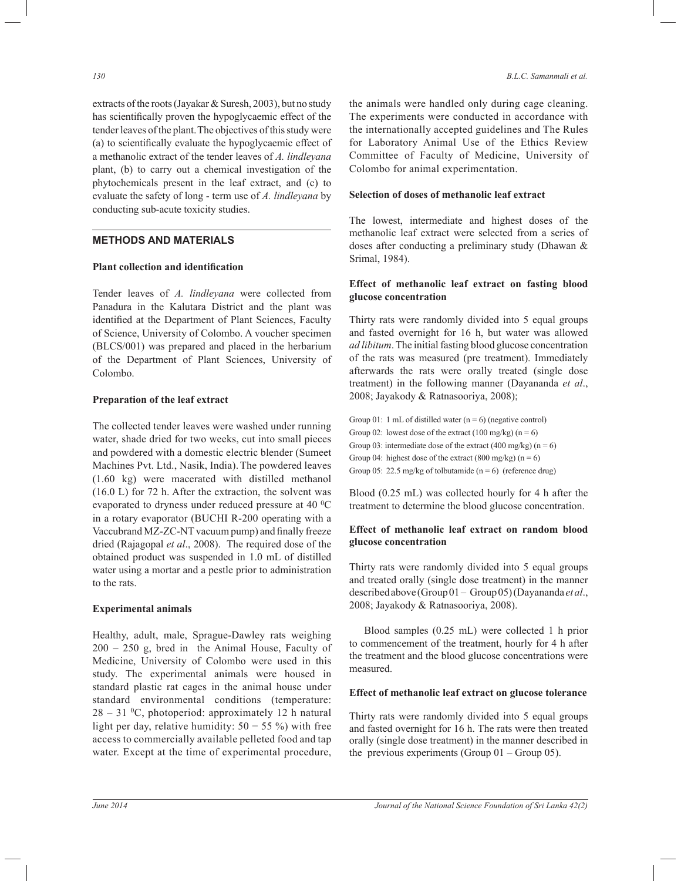extracts of the roots (Jayakar & Suresh, 2003), but no study has scientifically proven the hypoglycaemic effect of the tender leaves of the plant. The objectives of this study were (a) to scientifically evaluate the hypoglycaemic effect of a methanolic extract of the tender leaves of *A. lindleyana* plant, (b) to carry out a chemical investigation of the phytochemicals present in the leaf extract, and (c) to evaluate the safety of long - term use of *A. lindleyana* by conducting sub-acute toxicity studies.

## METHODS AND MATERIALS

### Plant collection and identification

Tender leaves of *A. lindleyana* were collected from Panadura in the Kalutara District and the plant was identified at the Department of Plant Sciences, Faculty of Science, University of Colombo. A voucher specimen (BLCS/001) was prepared and placed in the herbarium of the Department of Plant Sciences, University of Colombo.

### Preparation of the leaf extract

The collected tender leaves were washed under running water, shade dried for two weeks, cut into small pieces and powdered with a domestic electric blender (Sumeet Machines Pvt. Ltd., Nasik, India). The powdered leaves (1.60 kg) were macerated with distilled methanol (16.0 L) for 72 h. After the extraction, the solvent was evaporated to dryness under reduced pressure at 40 $^0$C in a rotary evaporator (BUCHI R-200 operating with a Vaccubrand MZ-ZC-NT vacuum pump) and finally freeze dried (Rajagopal *et al*., 2008). The required dose of the obtained product was suspended in 1.0 mL of distilled water using a mortar and a pestle prior to administration to the rats.

### Experimental animals

Healthy, adult, male, Sprague-Dawley rats weighing 200 – 250 g, bred in the Animal House, Faculty of Medicine, University of Colombo were used in this study. The experimental animals were housed in standard plastic rat cages in the animal house under standard environmental conditions (temperature: 28 – 31 $^0$C, photoperiod: approximately 12 h natural light per day, relative humidity: 50 − 55 %) with free access to commercially available pelleted food and tap water. Except at the time of experimental procedure, the animals were handled only during cage cleaning. The experiments were conducted in accordance with the internationally accepted guidelines and The Rules for Laboratory Animal Use of the Ethics Review Committee of Faculty of Medicine, University of Colombo for animal experimentation.

### Selection of doses of methanolic leaf extract

The lowest, intermediate and highest doses of the methanolic leaf extract were selected from a series of doses after conducting a preliminary study (Dhawan & Srimal, 1984).

### Effect of methanolic leaf extract on fasting blood glucose concentration

Thirty rats were randomly divided into 5 equal groups and fasted overnight for 16 h, but water was allowed *ad libitum*. The initial fasting blood glucose concentration of the rats was measured (pre treatment). Immediately afterwards the rats were orally treated (single dose treatment) in the following manner (Dayananda *et al*., 2008; Jayakody & Ratnasooriya, 2008);

Group 01: 1 mL of distilled water (n = 6) (negative control)
Group 02: lowest dose of the extract (100 mg/kg) (n = 6)
Group 03: intermediate dose of the extract (400 mg/kg) (n = 6)
Group 04: highest dose of the extract (800 mg/kg) (n = 6)
Group 05: 22.5 mg/kg of tolbutamide (n = 6) (reference drug)

Blood (0.25 mL) was collected hourly for 4 h after the treatment to determine the blood glucose concentration.

### Effect of methanolic leaf extract on random blood glucose concentration

Thirty rats were randomly divided into 5 equal groups and treated orally (single dose treatment) in the manner described above (Group 01 – Group 05) (Dayananda *et al*., 2008; Jayakody & Ratnasooriya, 2008).

Blood samples (0.25 mL) were collected 1 h prior to commencement of the treatment, hourly for 4 h after the treatment and the blood glucose concentrations were measured.

### Effect of methanolic leaf extract on glucose tolerance

Thirty rats were randomly divided into 5 equal groups and fasted overnight for 16 h. The rats were then treated orally (single dose treatment) in the manner described in the previous experiments (Group 01 – Group 05).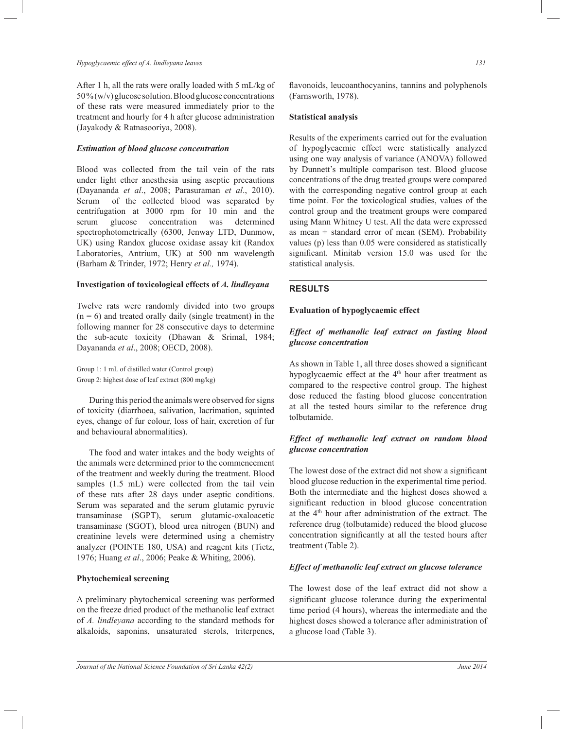After 1 h, all the rats were orally loaded with 5 mL/kg of 50% (w/v) glucose solution. Blood glucose concentrations of these rats were measured immediately prior to the treatment and hourly for 4 h after glucose administration (Jayakody & Ratnasooriya, 2008).

#### *Estimation of blood glucose concentration*

Blood was collected from the tail vein of the rats under light ether anesthesia using aseptic precautions (Dayananda *et al*., 2008; Parasuraman *et al*., 2010). Serum of the collected blood was separated by centrifugation at 3000 rpm for 10 min and the serum glucose concentration was determined spectrophotometrically (6300, Jenway LTD, Dunmow, UK) using Randox glucose oxidase assay kit (Randox Laboratories, Antrium, UK) at 500 nm wavelength (Barham & Trinder, 1972; Henry *et al.,* 1974).

### Investigation of toxicological effects of *A. lindleyana*

Twelve rats were randomly divided into two groups (n = 6) and treated orally daily (single treatment) in the following manner for 28 consecutive days to determine the sub-acute toxicity (Dhawan & Srimal, 1984; Dayananda *et al*., 2008; OECD, 2008).

Group 1: 1 mL of distilled water (Control group)
Group 2: highest dose of leaf extract (800 mg/kg)

During this period the animals were observed for signs of toxicity (diarrhoea, salivation, lacrimation, squinted eyes, change of fur colour, loss of hair, excretion of fur and behavioural abnormalities).

The food and water intakes and the body weights of the animals were determined prior to the commencement of the treatment and weekly during the treatment. Blood samples (1.5 mL) were collected from the tail vein of these rats after 28 days under aseptic conditions. Serum was separated and the serum glutamic pyruvic transaminase (SGPT), serum glutamic-oxaloacetic transaminase (SGOT), blood urea nitrogen (BUN) and creatinine levels were determined using a chemistry analyzer (POINTE 180, USA) and reagent kits (Tietz, 1976; Huang *et al*., 2006; Peake & Whiting, 2006).

### Phytochemical screening

A preliminary phytochemical screening was performed on the freeze dried product of the methanolic leaf extract of *A. lindleyana* according to the standard methods for alkaloids, saponins, unsaturated sterols, triterpenes, flavonoids, leucoanthocyanins, tannins and polyphenols (Farnsworth, 1978).

### Statistical analysis

Results of the experiments carried out for the evaluation of hypoglycaemic effect were statistically analyzed using one way analysis of variance (ANOVA) followed by Dunnett's multiple comparison test. Blood glucose concentrations of the drug treated groups were compared with the corresponding negative control group at each time point. For the toxicological studies, values of the control group and the treatment groups were compared using Mann Whitney U test. All the data were expressed as mean ± standard error of mean (SEM). Probability values (p) less than 0.05 were considered as statistically significant. Minitab version 15.0 was used for the statistical analysis.

## RESULTS

### Evaluation of hypoglycaemic effect

#### *Effect of methanolic leaf extract on fasting blood glucose concentration*

As shown in Table 1, all three doses showed a significant hypoglycaemic effect at the 4[th] hour after treatment as compared to the respective control group. The highest dose reduced the fasting blood glucose concentration at all the tested hours similar to the reference drug tolbutamide.

#### *Effect of methanolic leaf extract on random blood glucose concentration*

The lowest dose of the extract did not show a significant blood glucose reduction in the experimental time period. Both the intermediate and the highest doses showed a significant reduction in blood glucose concentration at the 4[th] hour after administration of the extract. The reference drug (tolbutamide) reduced the blood glucose concentration significantly at all the tested hours after treatment (Table 2).

#### *Effect of methanolic leaf extract on glucose tolerance*

The lowest dose of the leaf extract did not show a significant glucose tolerance during the experimental time period (4 hours), whereas the intermediate and the highest doses showed a tolerance after administration of a glucose load (Table 3).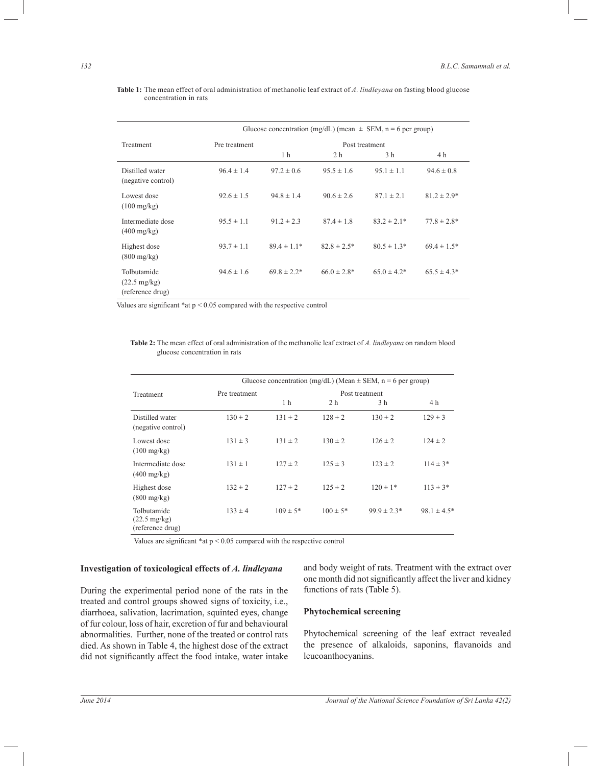**Table 1:** The mean effect of oral administration of methanolic leaf extract of *A. lindleyana* on fasting blood glucose concentration in rats

| Treatment | Glucose concentration (mg/dL) (mean ± SEM, n = 6 per group) | | | | |
|---|---|---|---|---|---|
| | Pre treatment | Post treatment | | | |
| | | 1 h | 2 h | 3 h | 4 h |
| Distilled water (negative control) | 96.4 ± 1.4 | 97.2 ± 0.6 | 95.5 ± 1.6 | 95.1 ± 1.1 | 94.6 ± 0.8 |
| Lowest dose (100 mg/kg) | 92.6 ± 1.5 | 94.8 ± 1.4 | 90.6 ± 2.6 | 87.1 ± 2.1 | 81.2 ± 2.9* |
| Intermediate dose (400 mg/kg) | 95.5 ± 1.1 | 91.2 ± 2.3 | 87.4 ± 1.8 | 83.2 ± 2.1* | 77.8 ± 2.8* |
| Highest dose (800 mg/kg) | 93.7 ± 1.1 | 89.4 ± 1.1* | 82.8 ± 2.5* | 80.5 ± 1.3* | 69.4 ± 1.5* |
| Tolbutamide (22.5 mg/kg) (reference drug) | 94.6 ± 1.6 | 69.8 ± 2.2* | 66.0 ± 2.8* | 65.0 ± 4.2* | 65.5 ± 4.3* |

Values are significant *at $p < 0.05$ compared with the respective control

**Table 2:** The mean effect of oral administration of the methanolic leaf extract of *A. lindleyana* on random blood glucose concentration in rats

| Treatment | Glucose concentration (mg/dL) (Mean ± SEM, n = 6 per group) | | | | |
|---|---|---|---|---|---|
| | Pre treatment | Post treatment | | | |
| | | 1 h | 2 h | 3 h | 4 h |
| Distilled water (negative control) | 130 ± 2 | 131 ± 2 | 128 ± 2 | 130 ± 2 | 129 ± 3 |
| Lowest dose (100 mg/kg) | 131 ± 3 | 131 ± 2 | 130 ± 2 | 126 ± 2 | 124 ± 2 |
| Intermediate dose (400 mg/kg) | 131 ± 1 | 127 ± 2 | 125 ± 3 | 123 ± 2 | 114 ± 3* |
| Highest dose (800 mg/kg) | 132 ± 2 | 127 ± 2 | 125 ± 2 | 120 ± 1* | 113 ± 3* |
| Tolbutamide (22.5 mg/kg) (reference drug) | 133 ± 4 | 109 ± 5* | 100 ± 5* | 99.9 ± 2.3* | 98.1 ± 4.5* |

Values are significant *at $p < 0.05$ compared with the respective control

### Investigation of toxicological effects of *A. lindleyana*

During the experimental period none of the rats in the treated and control groups showed signs of toxicity, i.e., diarrhoea, salivation, lacrimation, squinted eyes, change of fur colour, loss of hair, excretion of fur and behavioural abnormalities. Further, none of the treated or control rats died. As shown in Table 4, the highest dose of the extract did not significantly affect the food intake, water intake and body weight of rats. Treatment with the extract over one month did not significantly affect the liver and kidney functions of rats (Table 5).

### Phytochemical screening

Phytochemical screening of the leaf extract revealed the presence of alkaloids, saponins, flavanoids and leucoanthocyanins.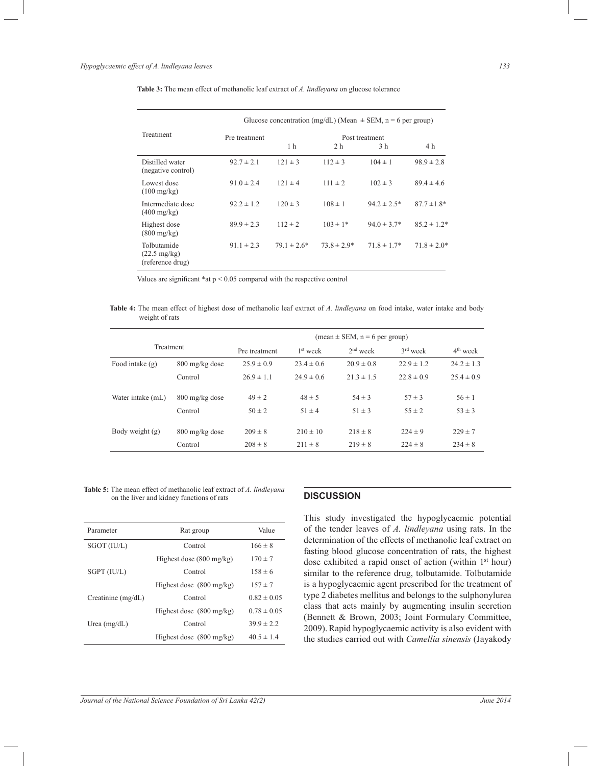**Table 3:** The mean effect of methanolic leaf extract of *A. lindleyana* on glucose tolerance

| Treatment | Glucose concentration (mg/dL) (Mean ± SEM, n = 6 per group) | | | | |
|---|---|---|---|---|---|
| | Pre treatment | Post treatment | | | |
| | | 1 h | 2 h | 3 h | 4 h |
| Distilled water (negative control) | 92.7 ± 2.1 | 121 ± 3 | 112 ± 3 | 104 ± 1 | 98.9 ± 2.8 |
| Lowest dose (100 mg/kg) | 91.0 ± 2.4 | 121 ± 4 | 111 ± 2 | 102 ± 3 | 89.4 ± 4.6 |
| Intermediate dose (400 mg/kg) | 92.2 ± 1.2 | 120 ± 3 | 108 ± 1 | 94.2 ± 2.5* | 87.7 ±1.8* |
| Highest dose (800 mg/kg) | 89.9 ± 2.3 | 112 ± 2 | 103 ± 1* | 94.0 ± 3.7* | 85.2 ± 1.2* |
| Tolbutamide (22.5 mg/kg) (reference drug) | 91.1 ± 2.3 | 79.1 ± 2.6* | 73.8 ± 2.9* | 71.8 ± 1.7* | 71.8 ± 2.0* |

Values are significant *at $p < 0.05$ compared with the respective control

**Table 4:** The mean effect of highest dose of methanolic leaf extract of *A. lindleyana* on food intake, water intake and body weight of rats

| Treatment | | (mean ± SEM, n = 6 per group) | | | | |
|---|---|---|---|---|---|---|
| | | Pre treatment | 1st week | 2nd week | 3rd week | 4th week |
| Food intake (g) | 800 mg/kg dose | 25.9 ± 0.9 | 23.4 ± 0.6 | 20.9 ± 0.8 | 22.9 ± 1.2 | 24.2 ± 1.3 |
| | Control | 26.9 ± 1.1 | 24.9 ± 0.6 | 21.3 ± 1.5 | 22.8 ± 0.9 | 25.4 ± 0.9 |
| Water intake (mL) | 800 mg/kg dose | 49 ± 2 | 48 ± 5 | 54 ± 3 | 57 ± 3 | 56 ± 1 |
| | Control | 50 ± 2 | 51 ± 4 | 51 ± 3 | 55 ± 2 | 53 ± 3 |
| Body weight (g) | 800 mg/kg dose | 209 ± 8 | 210 ± 10 | 218 ± 8 | 224 ± 9 | 229 ± 7 |
| | Control | 208 ± 8 | 211 ± 8 | 219 ± 8 | 224 ± 8 | 234 ± 8 |

**Table 5:** The mean effect of methanolic leaf extract of *A. lindleyana* on the liver and kidney functions of rats

| Parameter | Rat group | Value |
|---|---|---|
| SGOT (IU/L) | Control | 166 ± 8 |
| | Highest dose (800 mg/kg) | 170 ± 7 |
| SGPT (IU/L) | Control | 158 ± 6 |
| | Highest dose (800 mg/kg) | 157 ± 7 |
| Creatinine (mg/dL) | Control | 0.82 ± 0.05 |
| | Highest dose (800 mg/kg) | 0.78 ± 0.05 |
| Urea (mg/dL) | Control | 39.9 ± 2.2 |
| | Highest dose (800 mg/kg) | 40.5 ± 1.4 |

## DISCUSSION

This study investigated the hypoglycaemic potential of the tender leaves of *A. lindleyana* using rats. In the determination of the effects of methanolic leaf extract on fasting blood glucose concentration of rats, the highest dose exhibited a rapid onset of action (within 1st hour) similar to the reference drug, tolbutamide. Tolbutamide is a hypoglycaemic agent prescribed for the treatment of type 2 diabetes mellitus and belongs to the sulphonylurea class that acts mainly by augmenting insulin secretion (Bennett & Brown, 2003; Joint Formulary Committee, 2009). Rapid hypoglycaemic activity is also evident with the studies carried out with *Camellia sinensis* (Jayakody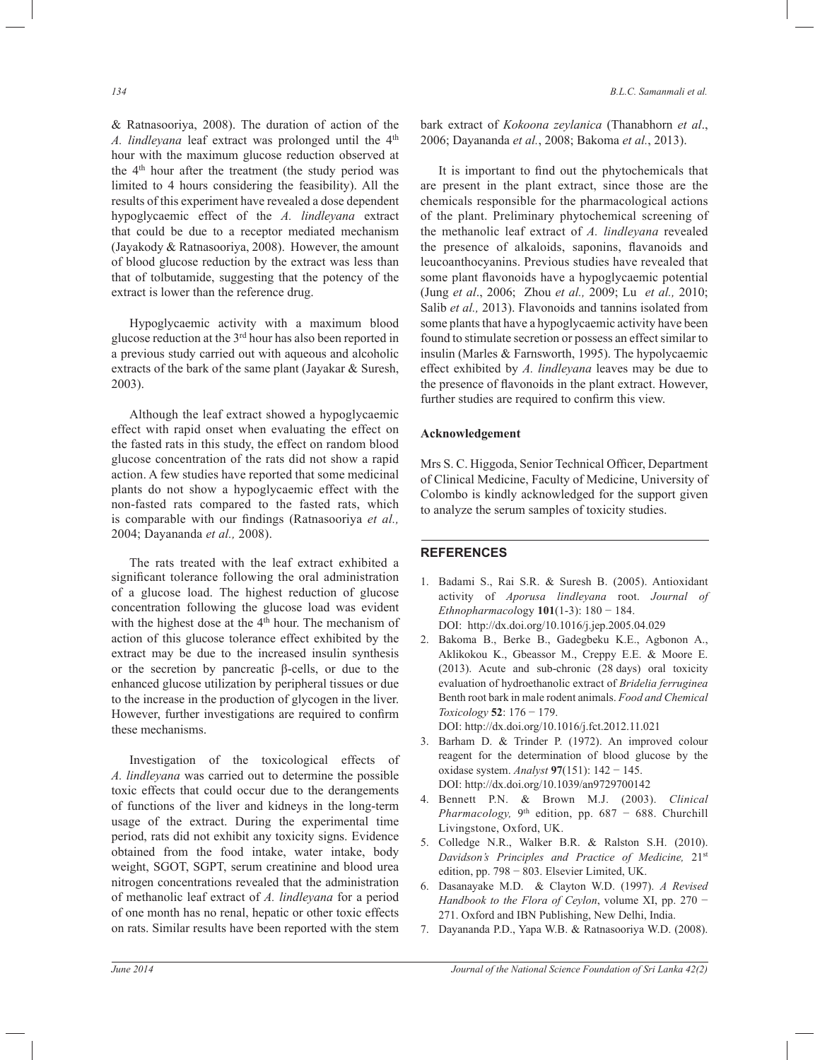& Ratnasooriya, 2008). The duration of action of the *A. lindleyana* leaf extract was prolonged until the 4th hour with the maximum glucose reduction observed at the 4th hour after the treatment (the study period was limited to 4 hours considering the feasibility). All the results of this experiment have revealed a dose dependent hypoglycaemic effect of the *A. lindleyana* extract that could be due to a receptor mediated mechanism (Jayakody & Ratnasooriya, 2008). However, the amount of blood glucose reduction by the extract was less than that of tolbutamide, suggesting that the potency of the extract is lower than the reference drug.

Hypoglycaemic activity with a maximum blood glucose reduction at the 3rd hour has also been reported in a previous study carried out with aqueous and alcoholic extracts of the bark of the same plant (Jayakar & Suresh, 2003).

Although the leaf extract showed a hypoglycaemic effect with rapid onset when evaluating the effect on the fasted rats in this study, the effect on random blood glucose concentration of the rats did not show a rapid action. A few studies have reported that some medicinal plants do not show a hypoglycaemic effect with the non-fasted rats compared to the fasted rats, which is comparable with our findings (Ratnasooriya *et al.,* 2004; Dayananda *et al.,* 2008).

The rats treated with the leaf extract exhibited a significant tolerance following the oral administration of a glucose load. The highest reduction of glucose concentration following the glucose load was evident with the highest dose at the 4th hour. The mechanism of action of this glucose tolerance effect exhibited by the extract may be due to the increased insulin synthesis or the secretion by pancreatic β-cells, or due to the enhanced glucose utilization by peripheral tissues or due to the increase in the production of glycogen in the liver. However, further investigations are required to confirm these mechanisms.

Investigation of the toxicological effects of *A. lindleyana* was carried out to determine the possible toxic effects that could occur due to the derangements of functions of the liver and kidneys in the long-term usage of the extract. During the experimental time period, rats did not exhibit any toxicity signs. Evidence obtained from the food intake, water intake, body weight, SGOT, SGPT, serum creatinine and blood urea nitrogen concentrations revealed that the administration of methanolic leaf extract of *A. lindleyana* for a period of one month has no renal, hepatic or other toxic effects on rats. Similar results have been reported with the stem bark extract of *Kokoona zeylanica* (Thanabhorn *et al*., 2006; Dayananda *et al.*, 2008; Bakoma *et al.*, 2013).

It is important to find out the phytochemicals that are present in the plant extract, since those are the chemicals responsible for the pharmacological actions of the plant. Preliminary phytochemical screening of the methanolic leaf extract of *A. lindleyana* revealed the presence of alkaloids, saponins, flavanoids and leucoanthocyanins. Previous studies have revealed that some plant flavonoids have a hypoglycaemic potential (Jung *et al*., 2006; Zhou *et al.,* 2009; Lu *et al.,* 2010; Salib *et al.,* 2013). Flavonoids and tannins isolated from some plants that have a hypoglycaemic activity have been found to stimulate secretion or possess an effect similar to insulin (Marles & Farnsworth, 1995). The hypolycaemic effect exhibited by *A. lindleyana* leaves may be due to the presence of flavonoids in the plant extract. However, further studies are required to confirm this view.

**Acknowledgement**

Mrs S. C. Higgoda, Senior Technical Officer, Department of Clinical Medicine, Faculty of Medicine, University of Colombo is kindly acknowledged for the support given to analyze the serum samples of toxicity studies.

## REFERENCES

1. Badami S., Rai S.R. & Suresh B. (2005). Antioxidant activity of *Aporusa lindleyana* root. *Journal of Ethnopharmacology* **101**(1-3): 180 − 184. DOI: http://dx.doi.org/10.1016/j.jep.2005.04.029
2. Bakoma B., Berke B., Gadegbeku K.E., Agbonon A., Aklikokou K., Gbeassor M., Creppy E.E. & Moore E. (2013). Acute and sub-chronic (28 days) oral toxicity evaluation of hydroethanolic extract of *Bridelia ferruginea* Benth root bark in male rodent animals. *Food and Chemical Toxicology* **52**: 176 − 179. DOI: http://dx.doi.org/10.1016/j.fct.2012.11.021
3. Barham D. & Trinder P. (1972). An improved colour reagent for the determination of blood glucose by the oxidase system. *Analyst* **97**(151): 142 − 145. DOI: http://dx.doi.org/10.1039/an9729700142
4. Bennett P.N. & Brown M.J. (2003). *Clinical Pharmacology,* 9th edition, pp. 687 − 688. Churchill Livingstone, Oxford, UK.
5. Colledge N.R., Walker B.R. & Ralston S.H. (2010). *Davidson's Principles and Practice of Medicine,* 21st edition, pp. 798 − 803. Elsevier Limited, UK.
6. Dasanayake M.D. & Clayton W.D. (1997). *A Revised Handbook to the Flora of Ceylon*, volume XI, pp. 270 − 271. Oxford and IBN Publishing, New Delhi, India.
7. Dayananda P.D., Yapa W.B. & Ratnasooriya W.D. (2008).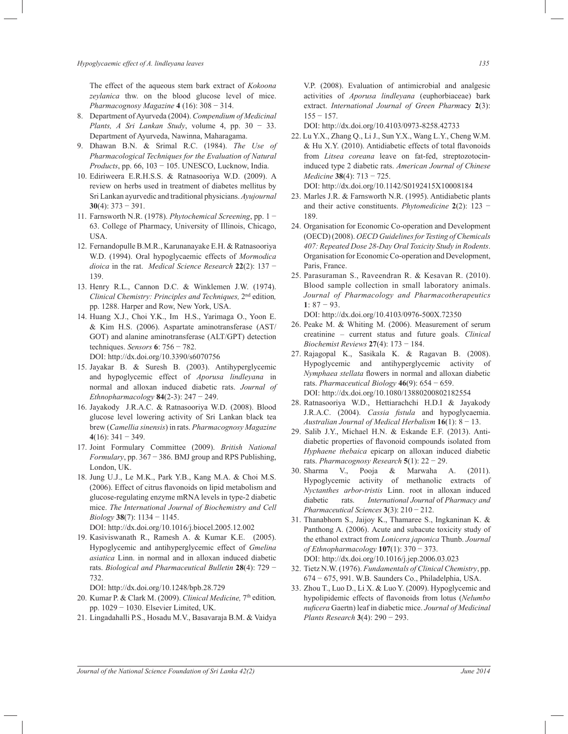The effect of the aqueous stem bark extract of *Kokoona zeylanica* thw. on the blood glucose level of mice. *Pharmacognosy Magazine* **4** (16): 308 − 314.

8. Department of Ayurveda (2004). *Compendium of Medicinal Plants, A Sri Lankan Study*, volume 4, pp. 30 − 33. Department of Ayurveda, Nawinna, Maharagama.
9. Dhawan B.N. & Srimal R.C. (1984). *The Use of Pharmacological Techniques for the Evaluation of Natural Products*, pp. 66, 103 − 105. UNESCO, Lucknow, India.
10. Ediriweera E.R.H.S.S. & Ratnasooriya W.D. (2009). A review on herbs used in treatment of diabetes mellitus by Sri Lankan ayurvedic and traditional physicians. *Ayujournal* **30**(4): 373 − 391.
11. Farnsworth N.R. (1978). *Phytochemical Screening*, pp. 1 − 63. College of Pharmacy, University of Illinois, Chicago, USA.
12. Fernandopulle B.M.R., Karunanayake E.H. & Ratnasooriya W.D. (1994). Oral hypoglycaemic effects of *Mormodica dioica* in the rat. *Medical Science Research* **22**(2): 137 − 139.
13. Henry R.L., Cannon D.C. & Winklemen J.W. (1974). *Clinical Chemistry: Principles and Techniques,* 2nd edition*,* pp. 1288. Harper and Row, New York, USA.
14. Huang X.J., Choi Y.K., Im H.S., Yarimaga O., Yoon E. & Kim H.S. (2006). Aspartate aminotransferase (AST/GOT) and alanine aminotransferase (ALT/GPT) detection techniques. *Sensors* **6**: 756 − 782.
DOI: http://dx.doi.org/10.3390/s6070756
15. Jayakar B. & Suresh B. (2003). Antihyperglycemic and hypoglycemic effect of *Aporusa lindleyana* in normal and alloxan induced diabetic rats. *Journal of Ethnopharmacology* **84**(2-3): 247 − 249.
16. Jayakody J.R.A.C. & Ratnasooriya W.D. (2008). Blood glucose level lowering activity of Sri Lankan black tea brew (*Camellia sinensis*) in rats. *Pharmacognosy Magazine* **4**(16): 341 − 349.
17. Joint Formulary Committee (2009). *British National Formulary*, pp. 367 − 386. BMJ group and RPS Publishing, London, UK.
18. Jung U.J., Le M.K., Park Y.B., Kang M.A. & Choi M.S. (2006). Effect of citrus flavonoids on lipid metabolism and glucose-regulating enzyme mRNA levels in type-2 diabetic mice. *The International Journal of Biochemistry and Cell Biology* **38**(7): 1134 − 1145.
DOI: http://dx.doi.org/10.1016/j.biocel.2005.12.002
19. Kasiviswanath R., Ramesh A. & Kumar K.E. (2005). Hypoglycemic and antihyperglycemic effect of *Gmelina asiatica* Linn. in normal and in alloxan induced diabetic rats. *Biological and Pharmaceutical Bulletin* **28**(4): 729 − 732.
DOI: http://dx.doi.org/10.1248/bpb.28.729
20. Kumar P. & Clark M. (2009). *Clinical Medicine,* 7th edition*,* pp. 1029 − 1030. Elsevier Limited, UK.
21. Lingadahalli P.S., Hosadu M.V., Basavaraja B.M. & Vaidya V.P. (2008). Evaluation of antimicrobial and analgesic activities of *Aporusa lindleyana* (euphorbiaceae) bark extract. *International Journal of Green Pharm*acy **2**(3): 155 − 157.
DOI: http://dx.doi.org/10.4103/0973-8258.42733
22. Lu Y.X., Zhang Q., Li J., Sun Y.X., Wang L.Y., Cheng W.M. & Hu X.Y. (2010). Antidiabetic effects of total flavonoids from *Litsea coreana* leave on fat-fed, streptozotocin-induced type 2 diabetic rats. *American Journal of Chinese Medicine* **38**(4): 713 − 725.
DOI: http://dx.doi.org/10.1142/S0192415X10008184
23. Marles J.R. & Farnsworth N.R. (1995). Antidiabetic plants and their active constituents. *Phytomedicine* **2**(2): 123 − 189.
24. Organisation for Economic Co-operation and Development (OECD) (2008). *OECD Guidelines for Testing of Chemicals 407: Repeated Dose 28-Day Oral Toxicity Study in Rodents*. Organisation for Economic Co-operation and Development, Paris, France.
25. Parasuraman S., Raveendran R. & Kesavan R. (2010). Blood sample collection in small laboratory animals. *Journal of Pharmacology and Pharmacotherapeutics* **1**: 87 − 93.
DOI: http://dx.doi.org/10.4103/0976-500X.72350
26. Peake M. & Whiting M. (2006). Measurement of serum creatinine – current status and future goals. *Clinical Biochemist Reviews* **27**(4): 173 − 184.
27. Rajagopal K., Sasikala K. & Ragavan B. (2008). Hypoglycemic and antihyperglycemic activity of *Nymphaea stellata* flowers in normal and alloxan diabetic rats. *Pharmaceutical Biology* **46**(9): 654 − 659.
DOI: http://dx.doi.org/10.1080/13880200802182554
28. Ratnasooriya W.D., Hettiarachchi H.D.I & Jayakody J.R.A.C. (2004). *Cassia fistula* and hypoglycaemia. *Australian Journal of Medical Herbalism* **16**(1): 8 − 13.
29. Salib J.Y., Michael H.N. & Eskande E.F. (2013). Anti-diabetic properties of flavonoid compounds isolated from *Hyphaene thebaica* epicarp on alloxan induced diabetic rats. *Pharmacognosy Research* **5**(1): 22 − 29.
30. Sharma V., Pooja & Marwaha A. (2011). Hypoglycemic activity of methanolic extracts of *Nyctanthes arbor-tristis* Linn. root in alloxan induced diabetic rats. *International Journal* of *Pharmacy and Pharmaceutical Sciences* **3**(3): 210 − 212.
31. Thanabhorn S., Jaijoy K., Thamaree S., Ingkaninan K. & Panthong A. (2006). Acute and subacute toxicity study of the ethanol extract from *Lonicera japonica* Thunb. *Journal of Ethnopharmacology* **107**(1): 370 − 373.
DOI: http://dx.doi.org/10.1016/j.jep.2006.03.023
32. Tietz N.W. (1976). *Fundamentals of Clinical Chemistry*, pp. 674 − 675, 991. W.B. Saunders Co., Philadelphia, USA.
33. Zhou T., Luo D., Li X. & Luo Y. (2009). Hypoglycemic and hypolipidemic effects of flavonoids from lotus (*Nelumbo nuficera* Gaertn) leaf in diabetic mice. *Journal of Medicinal Plants Research* **3**(4): 290 − 293.